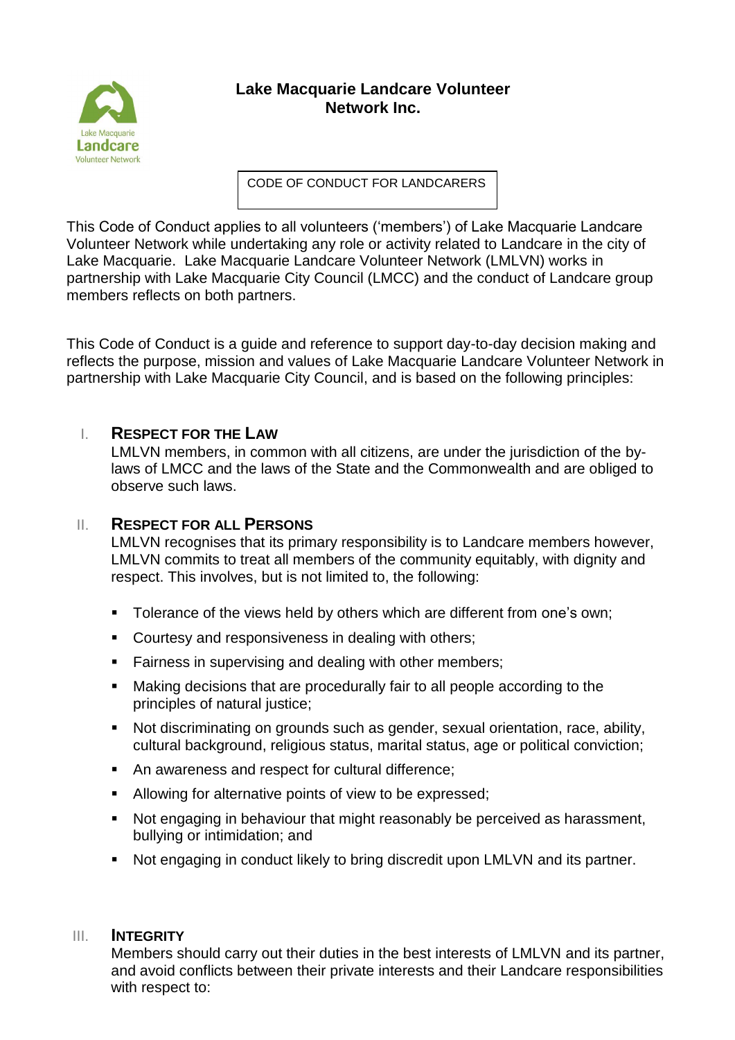# Lake Macquarie Landcare Volunteer Network Inc.

## CODE OF CONDUCT FOR LANDCARERS

This Code of Conduct applies to all volunteers ('members') of Lake Macquarie Landcare Volunteer Network while undertaking any role or activity related to Landcare in the city of Lake Macquarie. Lake Macquarie Landcare Volunteer Network (LMLVN) works in partnership with Lake Macquarie City Council (LMCC) and the conduct of Landcare group members reflects on both partners.

This Code of Conduct is a guide and reference to support day-to-day decision making and reflects the purpose, mission and values of Lake Macquarie Landcare Volunteer Network in partnership with Lake Macquarie City Council, and is based on the following principles:

### I. Respect for the Law

LMLVN members, in common with all citizens, are under the jurisdiction of the by-laws of LMCC and the laws of the State and the Commonwealth and are obliged to observe such laws.

### II. Respect for all Persons

LMLVN recognises that its primary responsibility is to Landcare members however, LMLVN commits to treat all members of the community equitably, with dignity and respect. This involves, but is not limited to, the following:

- Tolerance of the views held by others which are different from one's own;
- Courtesy and responsiveness in dealing with others;
- Fairness in supervising and dealing with other members;
- Making decisions that are procedurally fair to all people according to the principles of natural justice;
- Not discriminating on grounds such as gender, sexual orientation, race, ability, cultural background, religious status, marital status, age or political conviction;
- An awareness and respect for cultural difference;
- Allowing for alternative points of view to be expressed;
- Not engaging in behaviour that might reasonably be perceived as harassment, bullying or intimidation; and
- Not engaging in conduct likely to bring discredit upon LMLVN and its partner.

### III. Integrity

Members should carry out their duties in the best interests of LMLVN and its partner, and avoid conflicts between their private interests and their Landcare responsibilities with respect to: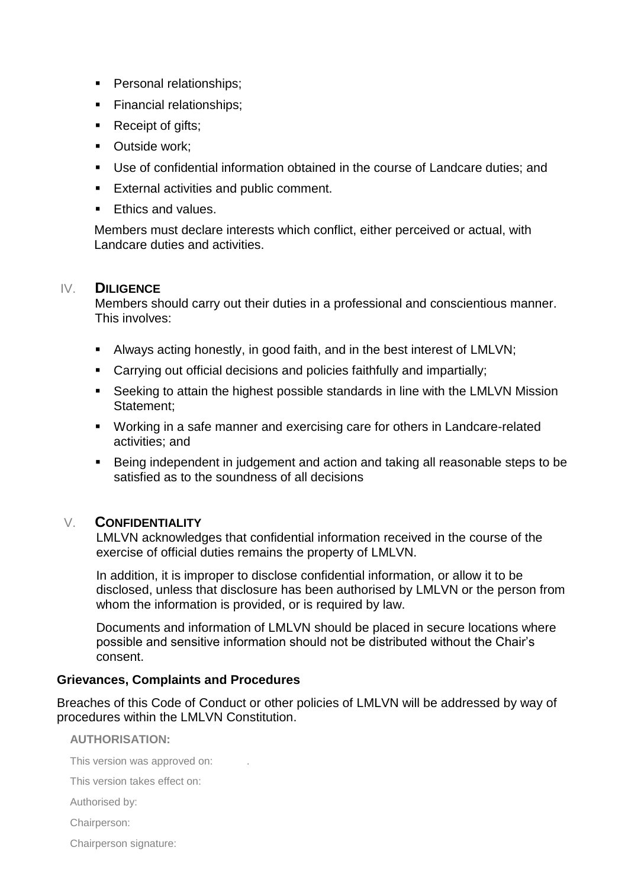- Personal relationships;
- Financial relationships;
- Receipt of gifts;
- Outside work;
- Use of confidential information obtained in the course of Landcare duties; and
- External activities and public comment.
- Ethics and values.

Members must declare interests which conflict, either perceived or actual, with Landcare duties and activities.

### IV. DILIGENCE

Members should carry out their duties in a professional and conscientious manner. This involves:

- Always acting honestly, in good faith, and in the best interest of LMLVN;
- Carrying out official decisions and policies faithfully and impartially;
- Seeking to attain the highest possible standards in line with the LMLVN Mission Statement;
- Working in a safe manner and exercising care for others in Landcare-related activities; and
- Being independent in judgement and action and taking all reasonable steps to be satisfied as to the soundness of all decisions

### V. CONFIDENTIALITY

LMLVN acknowledges that confidential information received in the course of the exercise of official duties remains the property of LMLVN.

In addition, it is improper to disclose confidential information, or allow it to be disclosed, unless that disclosure has been authorised by LMLVN or the person from whom the information is provided, or is required by law.

Documents and information of LMLVN should be placed in secure locations where possible and sensitive information should not be distributed without the Chair's consent.

**Grievances, Complaints and Procedures**

Breaches of this Code of Conduct or other policies of LMLVN will be addressed by way of procedures within the LMLVN Constitution.

**AUTHORISATION:**

This version was approved on: .

This version takes effect on:

Authorised by:

Chairperson:

Chairperson signature: